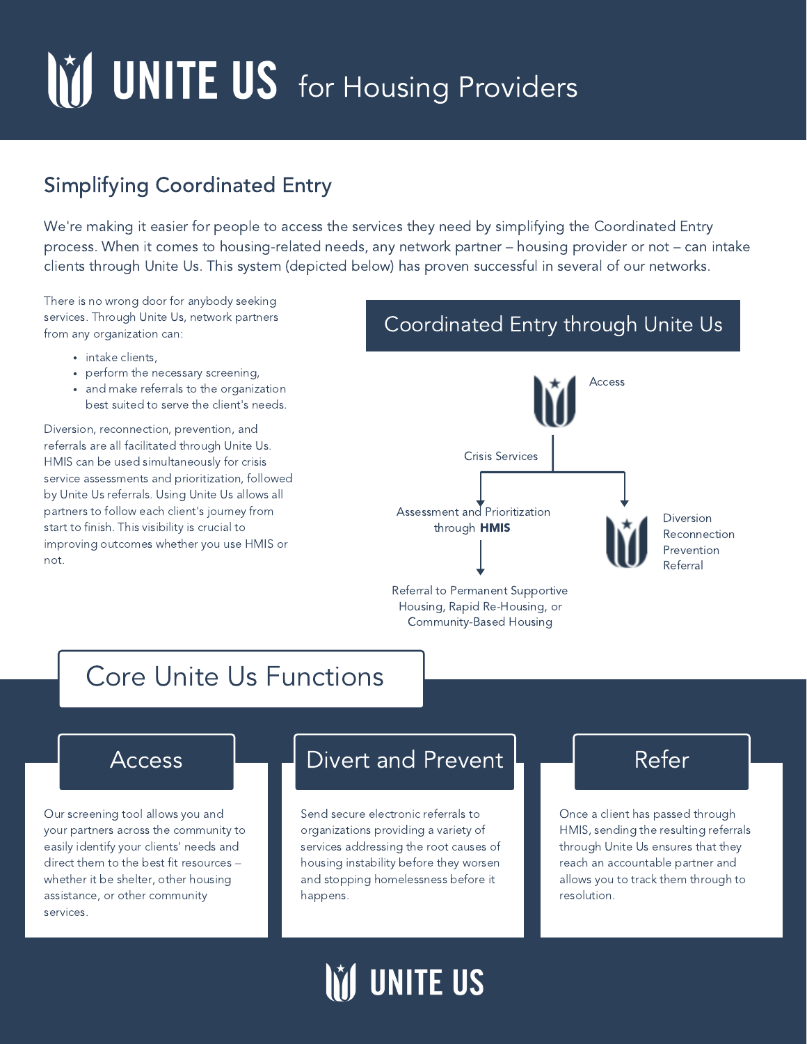# UNITE US for Housing Providers

## Simplifying Coordinated Entry

We're making it easier for people to access the services they need by simplifying the Coordinated Entry process. When it comes to housing-related needs, any network partner – housing provider or not – can intake clients through Unite Us. This system (depicted below) has proven successful in several of our networks.

There is no wrong door for anybody seeking services. Through Unite Us, network partners from any organization can:

- intake clients,
- perform the necessary screening,
- and make referrals to the organization best suited to serve the client's needs.

Diversion, reconnection, prevention, and referrals are all facilitated through Unite Us. HMIS can be used simultaneously for crisis service assessments and prioritization, followed by Unite Us referrals. Using Unite Us allows all partners to follow each client's journey from start to finish. This visibility is crucial to improving outcomes whether you use HMIS or not.

### Coordinated Entry through Unite Us

Access

Crisis Services

Assessment and Prioritization through **HMIS**

Referral to Permanent Supportive Housing, Rapid Re-Housing, or Community-Based Housing

Diversion
Reconnection
Prevention
Referral

## Core Unite Us Functions

### Access

Our screening tool allows you and your partners across the community to easily identify your clients' needs and direct them to the best fit resources – whether it be shelter, other housing assistance, or other community services.

### Divert and Prevent

Send secure electronic referrals to organizations providing a variety of services addressing the root causes of housing instability before they worsen and stopping homelessness before it happens.

### Refer

Once a client has passed through HMIS, sending the resulting referrals through Unite Us ensures that they reach an accountable partner and allows you to track them through to resolution.

UNITE US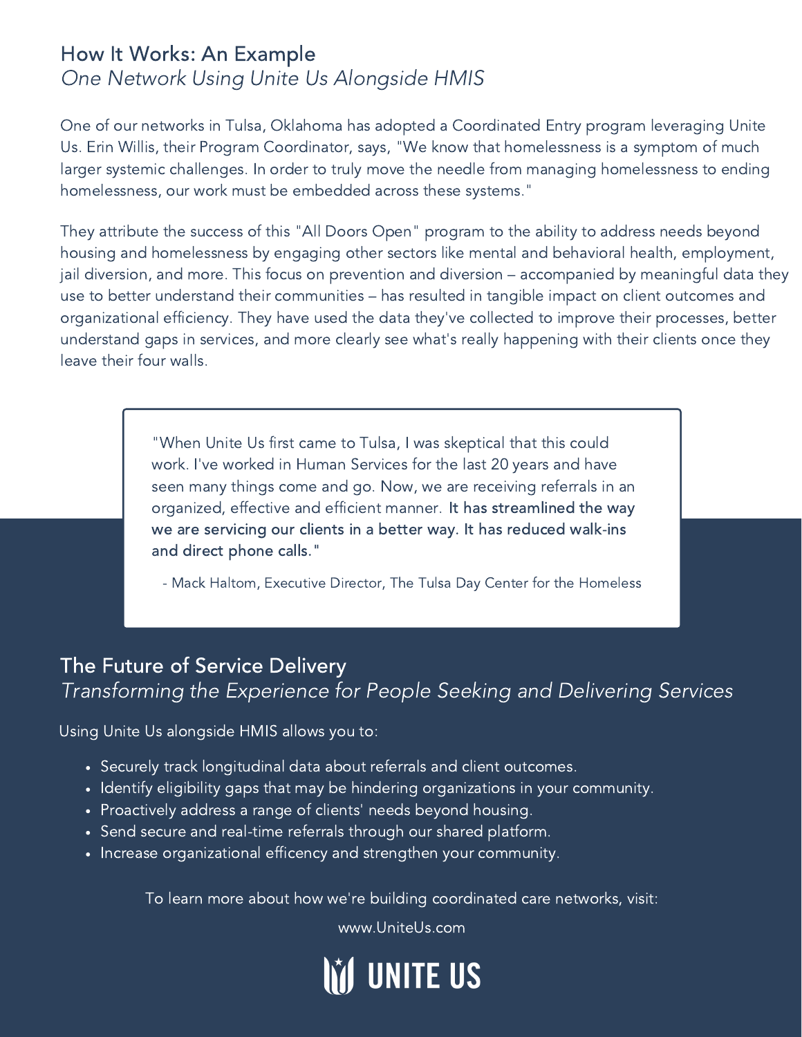## How It Works: An Example
*One Network Using Unite Us Alongside HMIS*

One of our networks in Tulsa, Oklahoma has adopted a Coordinated Entry program leveraging Unite Us. Erin Willis, their Program Coordinator, says, "We know that homelessness is a symptom of much larger systemic challenges. In order to truly move the needle from managing homelessness to ending homelessness, our work must be embedded across these systems."

They attribute the success of this "All Doors Open" program to the ability to address needs beyond housing and homelessness by engaging other sectors like mental and behavioral health, employment, jail diversion, and more. This focus on prevention and diversion – accompanied by meaningful data they use to better understand their communities – has resulted in tangible impact on client outcomes and organizational efficiency. They have used the data they've collected to improve their processes, better understand gaps in services, and more clearly see what's really happening with their clients once they leave their four walls.

> "When Unite Us first came to Tulsa, I was skeptical that this could work. I've worked in Human Services for the last 20 years and have seen many things come and go. Now, we are receiving referrals in an organized, effective and efficient manner. **It has streamlined the way we are servicing our clients in a better way. It has reduced walk-ins and direct phone calls."**
>
> - Mack Haltom, Executive Director, The Tulsa Day Center for the Homeless

## The Future of Service Delivery
*Transforming the Experience for People Seeking and Delivering Services*

Using Unite Us alongside HMIS allows you to:

- Securely track longitudinal data about referrals and client outcomes.
- Identify eligibility gaps that may be hindering organizations in your community.
- Proactively address a range of clients' needs beyond housing.
- Send secure and real-time referrals through our shared platform.
- Increase organizational efficency and strengthen your community.

To learn more about how we're building coordinated care networks, visit:

www.UniteUs.com

UNITE US